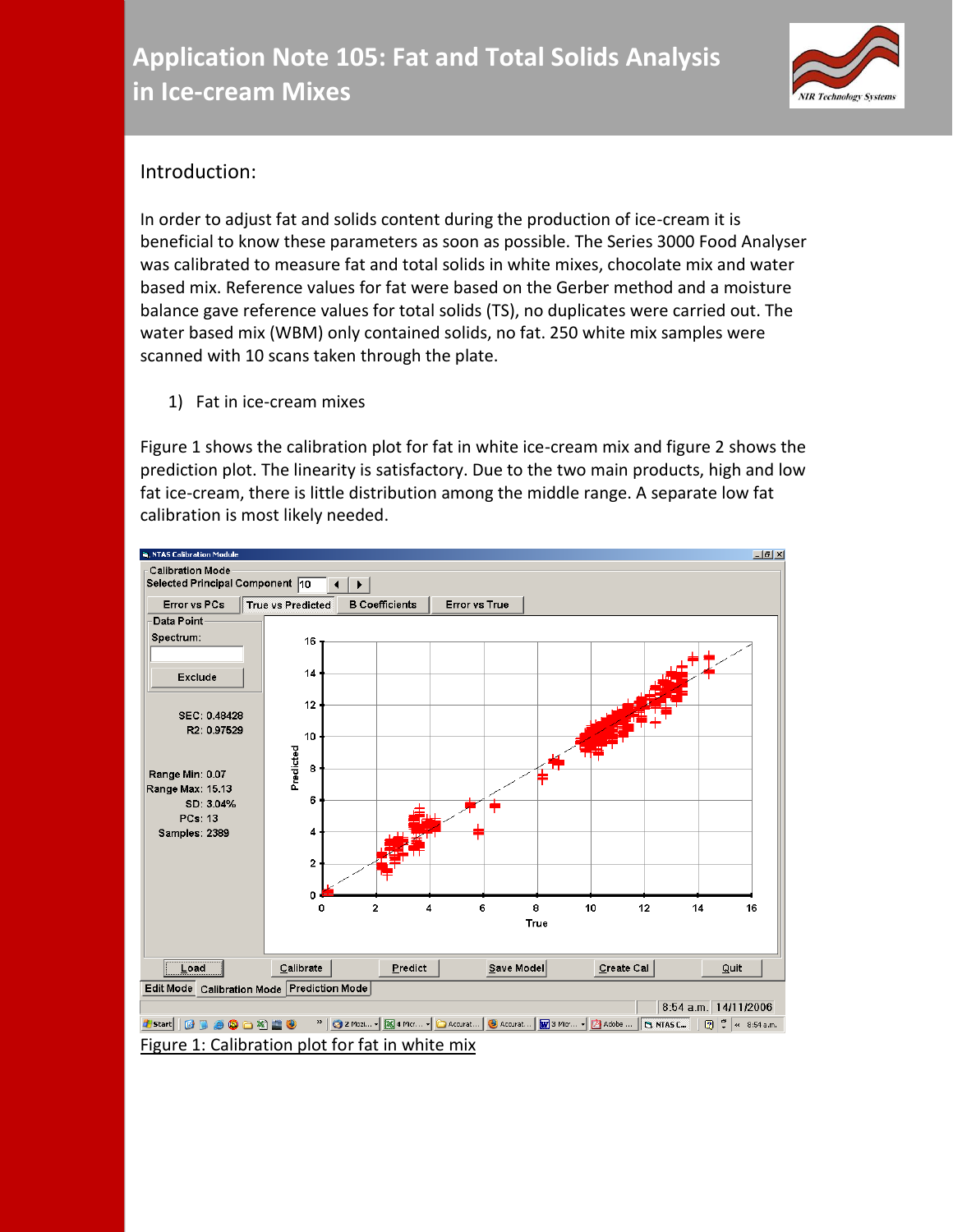# Application Note 105: Fat and Total Solids Analysis in Ice-cream Mixes

## Introduction:

In order to adjust fat and solids content during the production of ice-cream it is beneficial to know these parameters as soon as possible. The Series 3000 Food Analyser was calibrated to measure fat and total solids in white mixes, chocolate mix and water based mix. Reference values for fat were based on the Gerber method and a moisture balance gave reference values for total solids (TS), no duplicates were carried out. The water based mix (WBM) only contained solids, no fat. 250 white mix samples were scanned with 10 scans taken through the plate.

1) Fat in ice-cream mixes

Figure 1 shows the calibration plot for fat in white ice-cream mix and figure 2 shows the prediction plot. The linearity is satisfactory. Due to the two main products, high and low fat ice-cream, there is little distribution among the middle range. A separate low fat calibration is most likely needed.

Figure 1: Calibration plot for fat in white mix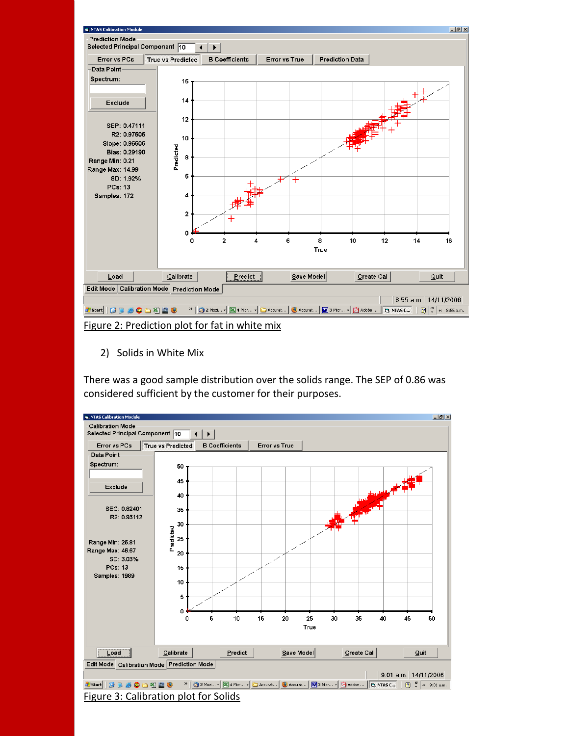Figure 2: Prediction plot for fat in white mix

2) Solids in White Mix

There was a good sample distribution over the solids range. The SEP of 0.86 was considered sufficient by the customer for their purposes.

Figure 3: Calibration plot for Solids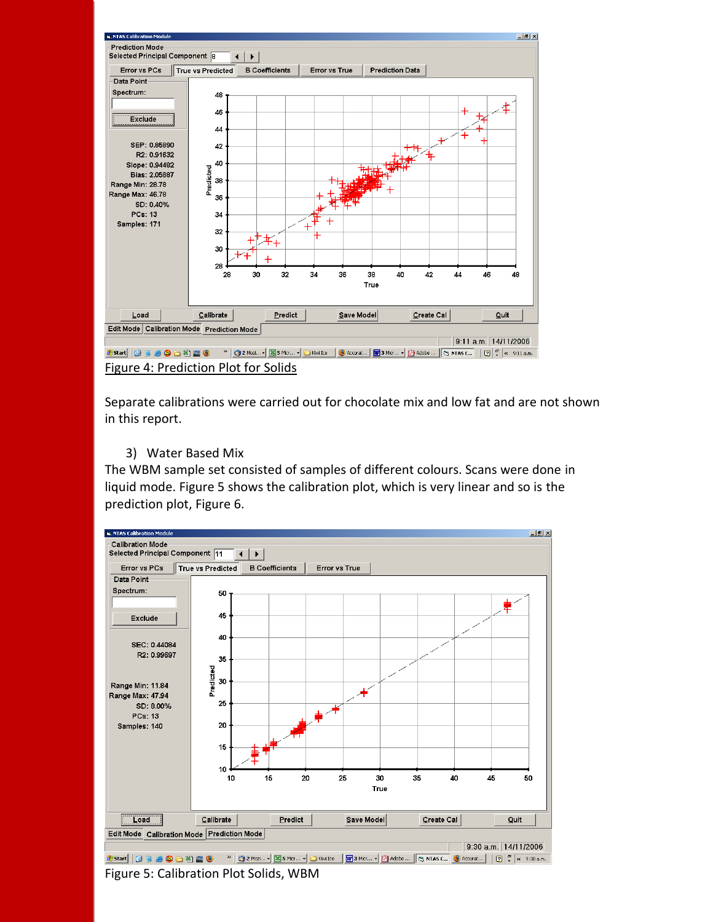Figure 4: Prediction Plot for Solids

Separate calibrations were carried out for chocolate mix and low fat and are not shown in this report.

3) Water Based Mix

The WBM sample set consisted of samples of different colours. Scans were done in liquid mode. Figure 5 shows the calibration plot, which is very linear and so is the prediction plot, Figure 6.

Figure 5: Calibration Plot Solids, WBM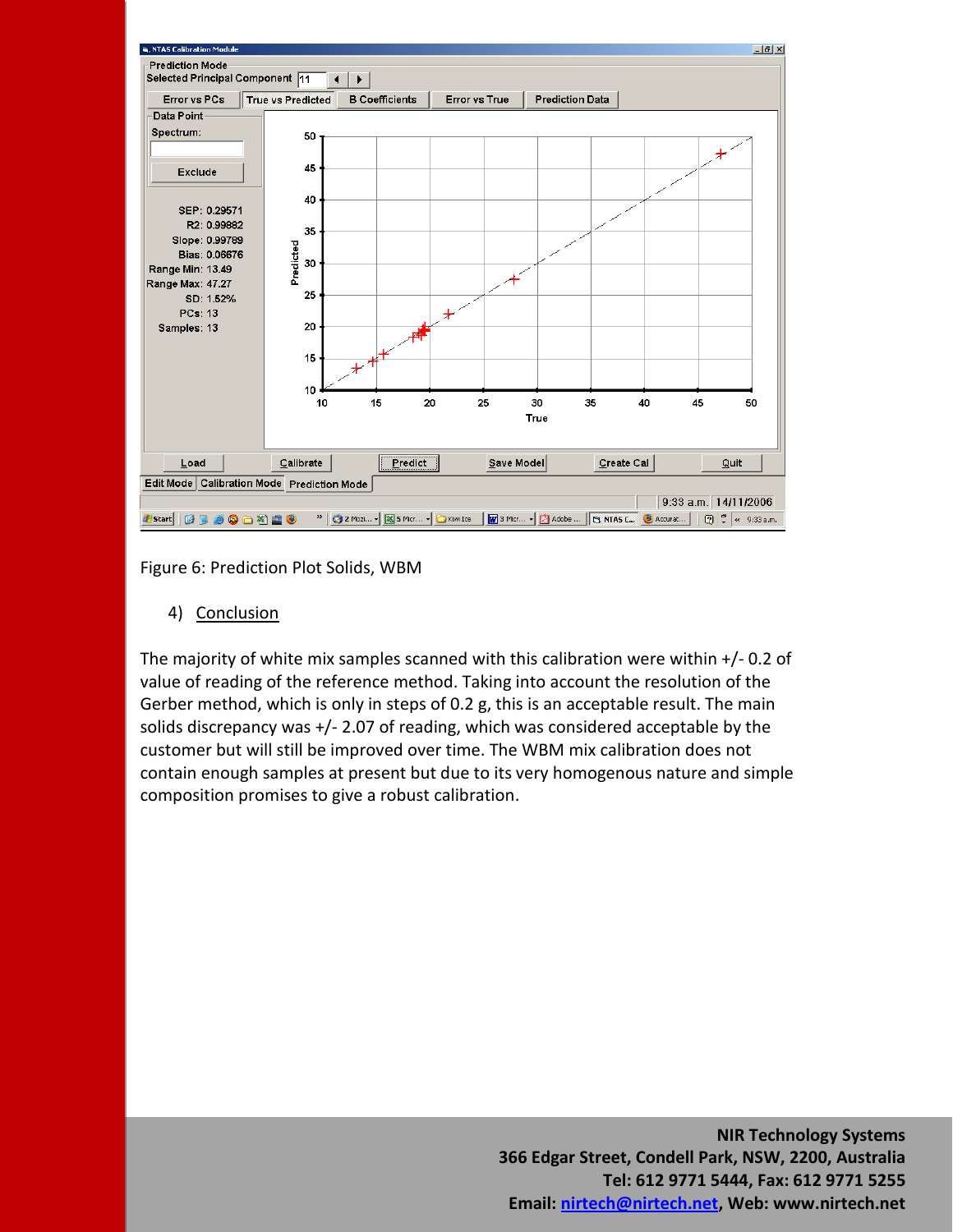NTAS Calibration Module

Prediction Mode

Selected Principal Component 11

Error vs PCs | True vs Predicted | B Coefficients | Error vs True | Prediction Data

Data Point

Spectrum:

Exclude

SEP: 0.29571
R2: 0.99882
Slope: 0.99789
Bias: 0.06676
Range Min: 13.49
Range Max: 47.27
SD: 1.52%
PCs: 13
Samples: 13

Predicted

True

10 15 20 25 30 35 40 45 50

Load | Calibrate | Predict | Save Model | Create Cal | Quit

Edit Mode | Calibration Mode | Prediction Mode

9:33 a.m. 14/11/2006

Figure 6: Prediction Plot Solids, WBM

## 4) Conclusion

The majority of white mix samples scanned with this calibration were within +/- 0.2 of value of reading of the reference method. Taking into account the resolution of the Gerber method, which is only in steps of 0.2 g, this is an acceptable result. The main solids discrepancy was +/- 2.07 of reading, which was considered acceptable by the customer but will still be improved over time. The WBM mix calibration does not contain enough samples at present but due to its very homogenous nature and simple composition promises to give a robust calibration.

**NIR Technology Systems**
**366 Edgar Street, Condell Park, NSW, 2200, Australia**
**Tel: 612 9771 5444, Fax: 612 9771 5255**
**Email: nirtech@nirtech.net, Web: www.nirtech.net**